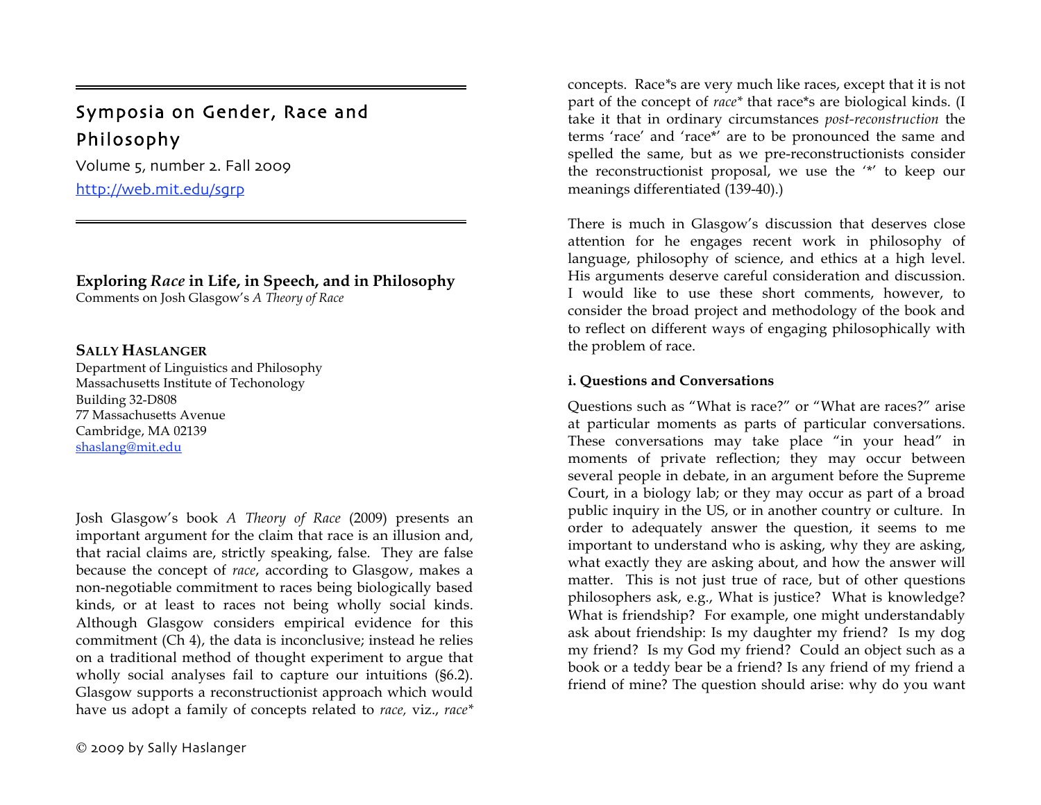# Symposia on Gender, Race and Philosophy

Volume 5, number 2. Fall 2009

http://web.mit.edu/sgrp

## Exploring *Race* in Life, in Speech, and in Philosophy

Comments on Josh Glasgow's *A Theory of Race*

**SALLY HASLANGER**
Department of Linguistics and Philosophy
Massachusetts Institute of Techonology
Building 32-D808
77 Massachusetts Avenue
Cambridge, MA 02139
shaslang@mit.edu

Josh Glasgow's book *A Theory of Race* (2009) presents an important argument for the claim that race is an illusion and, that racial claims are, strictly speaking, false. They are false because the concept of *race*, according to Glasgow, makes a non-negotiable commitment to races being biologically based kinds, or at least to races not being wholly social kinds. Although Glasgow considers empirical evidence for this commitment (Ch 4), the data is inconclusive; instead he relies on a traditional method of thought experiment to argue that wholly social analyses fail to capture our intuitions (§6.2). Glasgow supports a reconstructionist approach which would have us adopt a family of concepts related to *race,* viz., *race\** concepts. Race\*s are very much like races, except that it is not part of the concept of *race\** that race\*s are biological kinds. (I take it that in ordinary circumstances *post-reconstruction* the terms 'race' and 'race\*' are to be pronounced the same and spelled the same, but as we pre-reconstructionists consider the reconstructionist proposal, we use the '\*' to keep our meanings differentiated (139-40).)

There is much in Glasgow's discussion that deserves close attention for he engages recent work in philosophy of language, philosophy of science, and ethics at a high level. His arguments deserve careful consideration and discussion. I would like to use these short comments, however, to consider the broad project and methodology of the book and to reflect on different ways of engaging philosophically with the problem of race.

### i. Questions and Conversations

Questions such as "What is race?" or "What are races?" arise at particular moments as parts of particular conversations. These conversations may take place "in your head" in moments of private reflection; they may occur between several people in debate, in an argument before the Supreme Court, in a biology lab; or they may occur as part of a broad public inquiry in the US, or in another country or culture. In order to adequately answer the question, it seems to me important to understand who is asking, why they are asking, what exactly they are asking about, and how the answer will matter. This is not just true of race, but of other questions philosophers ask, e.g., What is justice? What is knowledge? What is friendship? For example, one might understandably ask about friendship: Is my daughter my friend? Is my dog my friend? Is my God my friend? Could an object such as a book or a teddy bear be a friend? Is any friend of my friend a friend of mine? The question should arise: why do you want

© 2009 by Sally Haslanger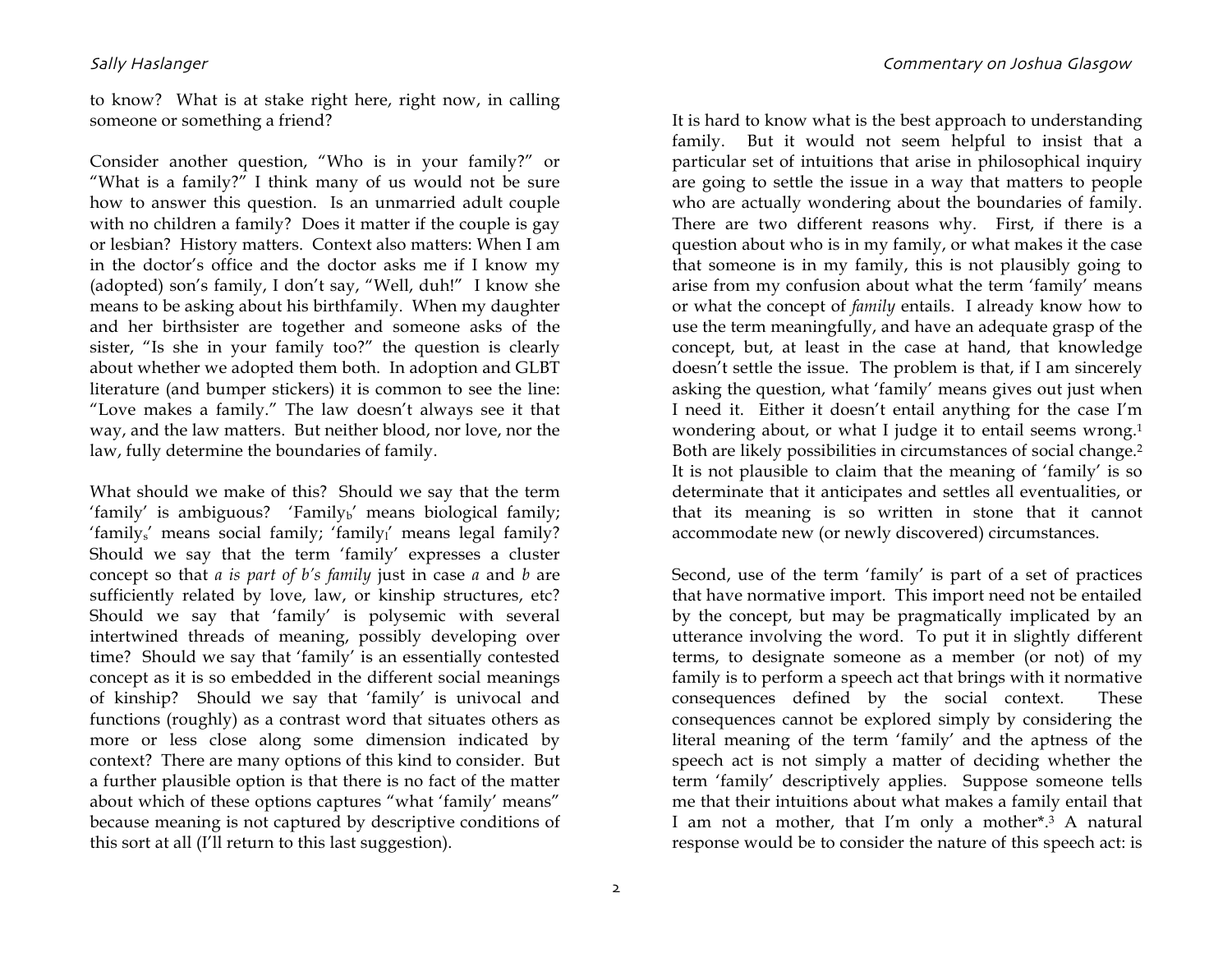to know? What is at stake right here, right now, in calling someone or something a friend?

Consider another question, "Who is in your family?" or "What is a family?" I think many of us would not be sure how to answer this question. Is an unmarried adult couple with no children a family? Does it matter if the couple is gay or lesbian? History matters. Context also matters: When I am in the doctor's office and the doctor asks me if I know my (adopted) son's family, I don't say, "Well, duh!" I know she means to be asking about his birthfamily. When my daughter and her birthsister are together and someone asks of the sister, "Is she in your family too?" the question is clearly about whether we adopted them both. In adoption and GLBT literature (and bumper stickers) it is common to see the line: "Love makes a family." The law doesn't always see it that way, and the law matters. But neither blood, nor love, nor the law, fully determine the boundaries of family.

What should we make of this? Should we say that the term 'family' is ambiguous? '$\text{Family}_b$' means biological family; '$\text{family}_s$' means social family; '$\text{family}_l$' means legal family? Should we say that the term 'family' expresses a cluster concept so that *a is part of b's family* just in case *a* and *b* are sufficiently related by love, law, or kinship structures, etc? Should we say that 'family' is polysemic with several intertwined threads of meaning, possibly developing over time? Should we say that 'family' is an essentially contested concept as it is so embedded in the different social meanings of kinship? Should we say that 'family' is univocal and functions (roughly) as a contrast word that situates others as more or less close along some dimension indicated by context? There are many options of this kind to consider. But a further plausible option is that there is no fact of the matter about which of these options captures "what 'family' means" because meaning is not captured by descriptive conditions of this sort at all (I'll return to this last suggestion).

It is hard to know what is the best approach to understanding family. But it would not seem helpful to insist that a particular set of intuitions that arise in philosophical inquiry are going to settle the issue in a way that matters to people who are actually wondering about the boundaries of family. There are two different reasons why. First, if there is a question about who is in my family, or what makes it the case that someone is in my family, this is not plausibly going to arise from my confusion about what the term 'family' means or what the concept of *family* entails. I already know how to use the term meaningfully, and have an adequate grasp of the concept, but, at least in the case at hand, that knowledge doesn't settle the issue. The problem is that, if I am sincerely asking the question, what 'family' means gives out just when I need it. Either it doesn't entail anything for the case I'm wondering about, or what I judge it to entail seems wrong.[1] Both are likely possibilities in circumstances of social change.[2] It is not plausible to claim that the meaning of 'family' is so determinate that it anticipates and settles all eventualities, or that its meaning is so written in stone that it cannot accommodate new (or newly discovered) circumstances.

Second, use of the term 'family' is part of a set of practices that have normative import. This import need not be entailed by the concept, but may be pragmatically implicated by an utterance involving the word. To put it in slightly different terms, to designate someone as a member (or not) of my family is to perform a speech act that brings with it normative consequences defined by the social context. These consequences cannot be explored simply by considering the literal meaning of the term 'family' and the aptness of the speech act is not simply a matter of deciding whether the term 'family' descriptively applies. Suppose someone tells me that their intuitions about what makes a family entail that I am not a mother, that I'm only a mother*.[3] A natural response would be to consider the nature of this speech act: is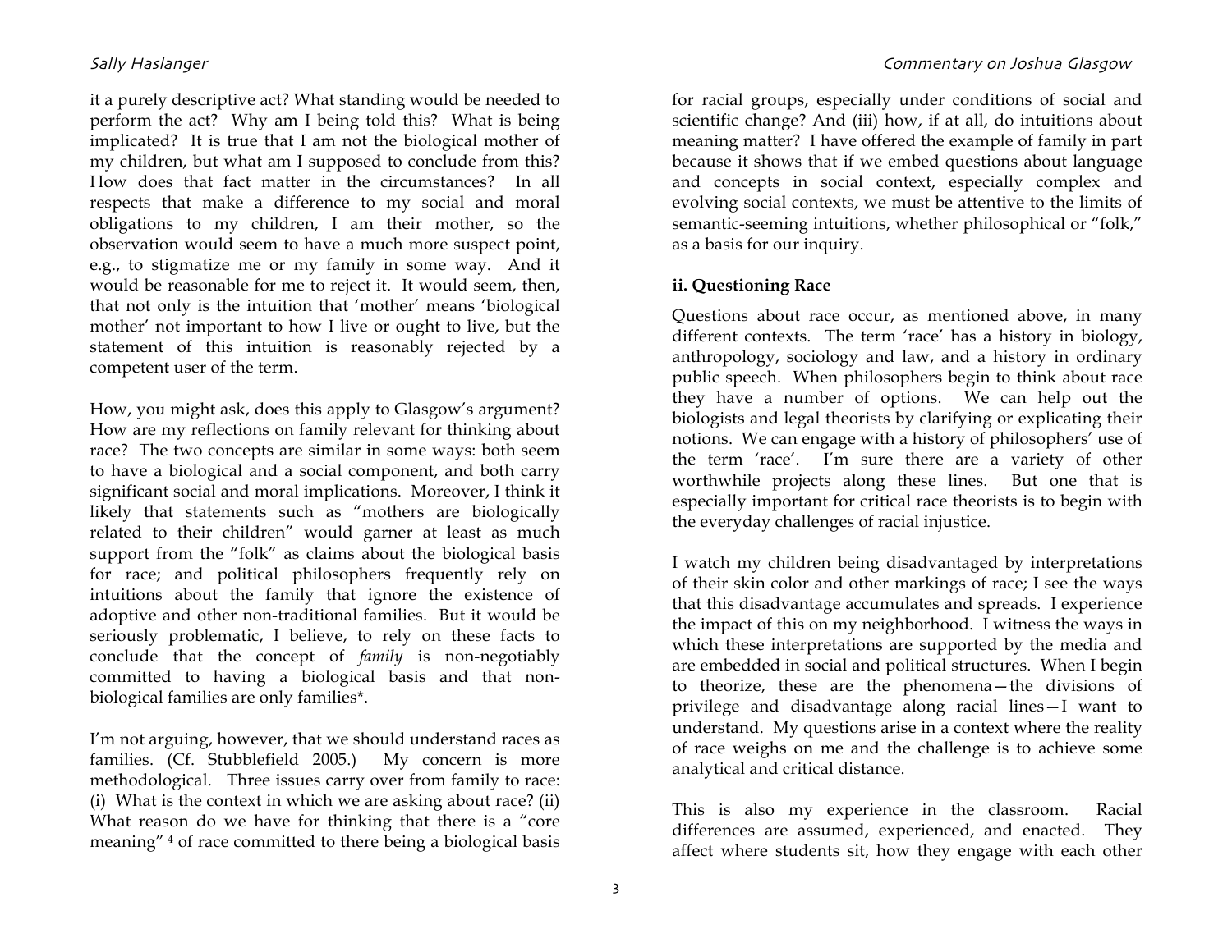it a purely descriptive act? What standing would be needed to perform the act? Why am I being told this? What is being implicated? It is true that I am not the biological mother of my children, but what am I supposed to conclude from this? How does that fact matter in the circumstances? In all respects that make a difference to my social and moral obligations to my children, I am their mother, so the observation would seem to have a much more suspect point, e.g., to stigmatize me or my family in some way. And it would be reasonable for me to reject it. It would seem, then, that not only is the intuition that 'mother' means 'biological mother' not important to how I live or ought to live, but the statement of this intuition is reasonably rejected by a competent user of the term.

How, you might ask, does this apply to Glasgow's argument? How are my reflections on family relevant for thinking about race? The two concepts are similar in some ways: both seem to have a biological and a social component, and both carry significant social and moral implications. Moreover, I think it likely that statements such as "mothers are biologically related to their children" would garner at least as much support from the "folk" as claims about the biological basis for race; and political philosophers frequently rely on intuitions about the family that ignore the existence of adoptive and other non-traditional families. But it would be seriously problematic, I believe, to rely on these facts to conclude that the concept of *family* is non-negotiably committed to having a biological basis and that non-biological families are only families*.

I'm not arguing, however, that we should understand races as families. (Cf. Stubblefield 2005.) My concern is more methodological. Three issues carry over from family to race: (i) What is the context in which we are asking about race? (ii) What reason do we have for thinking that there is a "core meaning" [4] of race committed to there being a biological basis for racial groups, especially under conditions of social and scientific change? And (iii) how, if at all, do intuitions about meaning matter? I have offered the example of family in part because it shows that if we embed questions about language and concepts in social context, especially complex and evolving social contexts, we must be attentive to the limits of semantic-seeming intuitions, whether philosophical or "folk," as a basis for our inquiry.

### ii. Questioning Race

Questions about race occur, as mentioned above, in many different contexts. The term 'race' has a history in biology, anthropology, sociology and law, and a history in ordinary public speech. When philosophers begin to think about race they have a number of options. We can help out the biologists and legal theorists by clarifying or explicating their notions. We can engage with a history of philosophers' use of the term 'race'. I'm sure there are a variety of other worthwhile projects along these lines. But one that is especially important for critical race theorists is to begin with the everyday challenges of racial injustice.

I watch my children being disadvantaged by interpretations of their skin color and other markings of race; I see the ways that this disadvantage accumulates and spreads. I experience the impact of this on my neighborhood. I witness the ways in which these interpretations are supported by the media and are embedded in social and political structures. When I begin to theorize, these are the phenomena—the divisions of privilege and disadvantage along racial lines—I want to understand. My questions arise in a context where the reality of race weighs on me and the challenge is to achieve some analytical and critical distance.

This is also my experience in the classroom. Racial differences are assumed, experienced, and enacted. They affect where students sit, how they engage with each other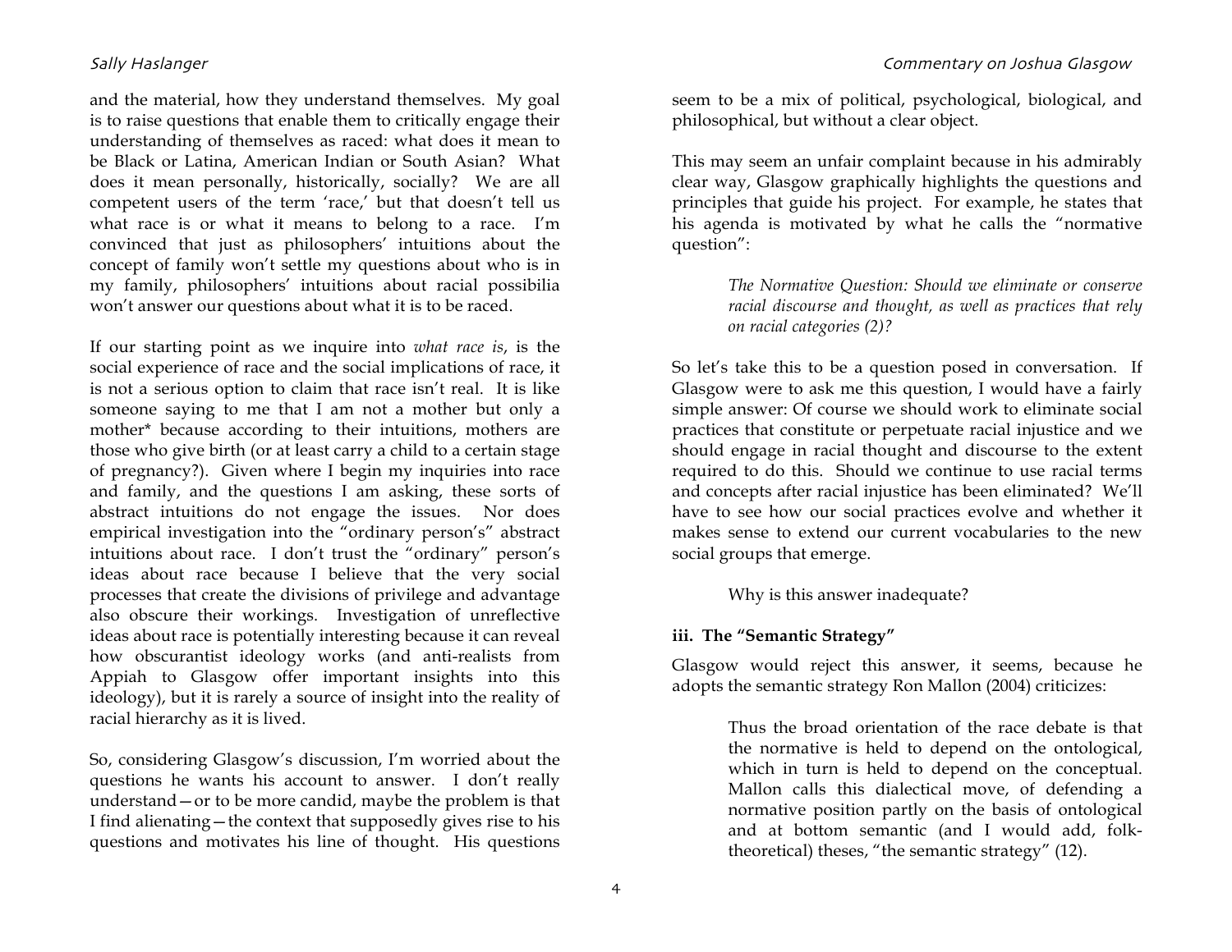and the material, how they understand themselves. My goal is to raise questions that enable them to critically engage their understanding of themselves as raced: what does it mean to be Black or Latina, American Indian or South Asian? What does it mean personally, historically, socially? We are all competent users of the term 'race,' but that doesn't tell us what race is or what it means to belong to a race. I'm convinced that just as philosophers' intuitions about the concept of family won't settle my questions about who is in my family, philosophers' intuitions about racial possibilia won't answer our questions about what it is to be raced.

If our starting point as we inquire into *what race is*, is the social experience of race and the social implications of race, it is not a serious option to claim that race isn't real. It is like someone saying to me that I am not a mother but only a mother* because according to their intuitions, mothers are those who give birth (or at least carry a child to a certain stage of pregnancy?). Given where I begin my inquiries into race and family, and the questions I am asking, these sorts of abstract intuitions do not engage the issues. Nor does empirical investigation into the "ordinary person's" abstract intuitions about race. I don't trust the "ordinary" person's ideas about race because I believe that the very social processes that create the divisions of privilege and advantage also obscure their workings. Investigation of unreflective ideas about race is potentially interesting because it can reveal how obscurantist ideology works (and anti-realists from Appiah to Glasgow offer important insights into this ideology), but it is rarely a source of insight into the reality of racial hierarchy as it is lived.

So, considering Glasgow's discussion, I'm worried about the questions he wants his account to answer. I don't really understand—or to be more candid, maybe the problem is that I find alienating—the context that supposedly gives rise to his questions and motivates his line of thought. His questions seem to be a mix of political, psychological, biological, and philosophical, but without a clear object.

This may seem an unfair complaint because in his admirably clear way, Glasgow graphically highlights the questions and principles that guide his project. For example, he states that his agenda is motivated by what he calls the "normative question":

> *The Normative Question: Should we eliminate or conserve racial discourse and thought, as well as practices that rely on racial categories (2)?*

So let's take this to be a question posed in conversation. If Glasgow were to ask me this question, I would have a fairly simple answer: Of course we should work to eliminate social practices that constitute or perpetuate racial injustice and we should engage in racial thought and discourse to the extent required to do this. Should we continue to use racial terms and concepts after racial injustice has been eliminated? We'll have to see how our social practices evolve and whether it makes sense to extend our current vocabularies to the new social groups that emerge.

Why is this answer inadequate?

### iii. The "Semantic Strategy"

Glasgow would reject this answer, it seems, because he adopts the semantic strategy Ron Mallon (2004) criticizes:

> Thus the broad orientation of the race debate is that the normative is held to depend on the ontological, which in turn is held to depend on the conceptual. Mallon calls this dialectical move, of defending a normative position partly on the basis of ontological and at bottom semantic (and I would add, folk-theoretical) theses, "the semantic strategy" (12).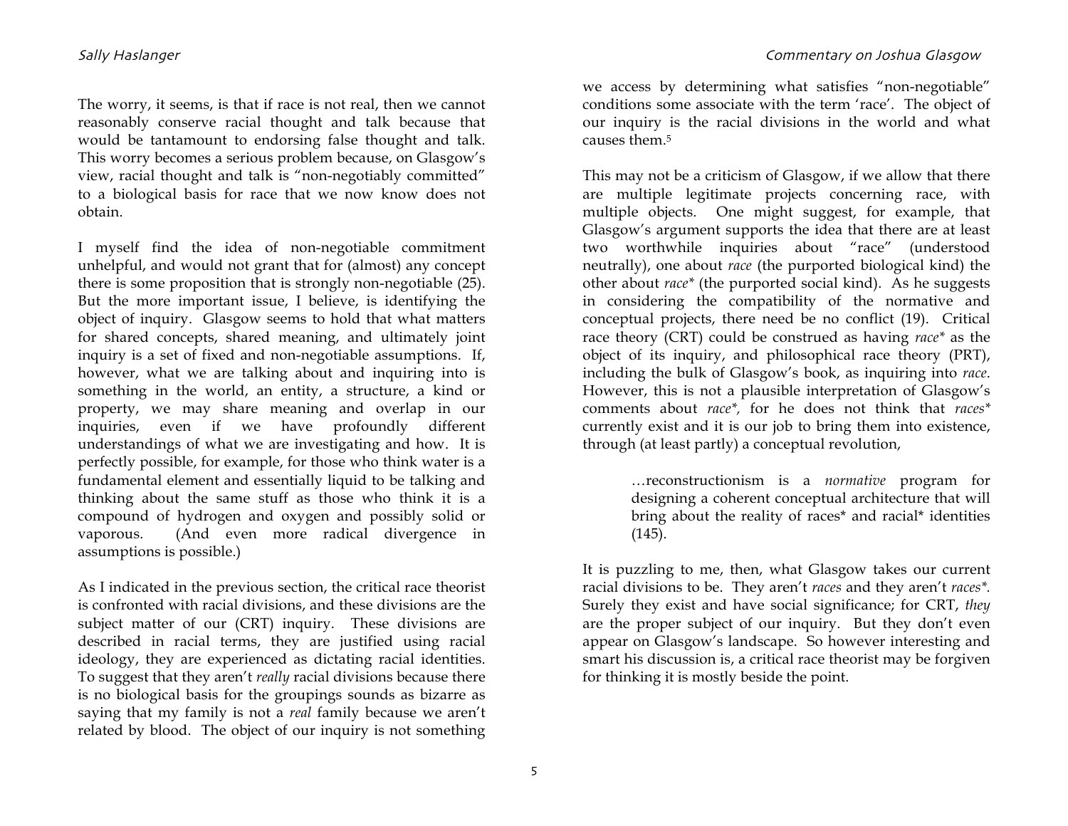The worry, it seems, is that if race is not real, then we cannot reasonably conserve racial thought and talk because that would be tantamount to endorsing false thought and talk. This worry becomes a serious problem because, on Glasgow's view, racial thought and talk is "non-negotiably committed" to a biological basis for race that we now know does not obtain.

I myself find the idea of non-negotiable commitment unhelpful, and would not grant that for (almost) any concept there is some proposition that is strongly non-negotiable (25). But the more important issue, I believe, is identifying the object of inquiry. Glasgow seems to hold that what matters for shared concepts, shared meaning, and ultimately joint inquiry is a set of fixed and non-negotiable assumptions. If, however, what we are talking about and inquiring into is something in the world, an entity, a structure, a kind or property, we may share meaning and overlap in our inquiries, even if we have profoundly different understandings of what we are investigating and how. It is perfectly possible, for example, for those who think water is a fundamental element and essentially liquid to be talking and thinking about the same stuff as those who think it is a compound of hydrogen and oxygen and possibly solid or vaporous. (And even more radical divergence in assumptions is possible.)

As I indicated in the previous section, the critical race theorist is confronted with racial divisions, and these divisions are the subject matter of our (CRT) inquiry. These divisions are described in racial terms, they are justified using racial ideology, they are experienced as dictating racial identities. To suggest that they aren't *really* racial divisions because there is no biological basis for the groupings sounds as bizarre as saying that my family is not a *real* family because we aren't related by blood. The object of our inquiry is not something we access by determining what satisfies "non-negotiable" conditions some associate with the term 'race'. The object of our inquiry is the racial divisions in the world and what causes them.[5]

This may not be a criticism of Glasgow, if we allow that there are multiple legitimate projects concerning race, with multiple objects. One might suggest, for example, that Glasgow's argument supports the idea that there are at least two worthwhile inquiries about "race" (understood neutrally), one about *race* (the purported biological kind) the other about *race\** (the purported social kind). As he suggests in considering the compatibility of the normative and conceptual projects, there need be no conflict (19). Critical race theory (CRT) could be construed as having *race\** as the object of its inquiry, and philosophical race theory (PRT), including the bulk of Glasgow's book, as inquiring into *race*. However, this is not a plausible interpretation of Glasgow's comments about *race\**, for he does not think that *races\** currently exist and it is our job to bring them into existence, through (at least partly) a conceptual revolution,

> …reconstructionism is a *normative* program for designing a coherent conceptual architecture that will bring about the reality of races* and racial* identities (145).

It is puzzling to me, then, what Glasgow takes our current racial divisions to be. They aren't *races* and they aren't *races\**. Surely they exist and have social significance; for CRT, *they* are the proper subject of our inquiry. But they don't even appear on Glasgow's landscape. So however interesting and smart his discussion is, a critical race theorist may be forgiven for thinking it is mostly beside the point.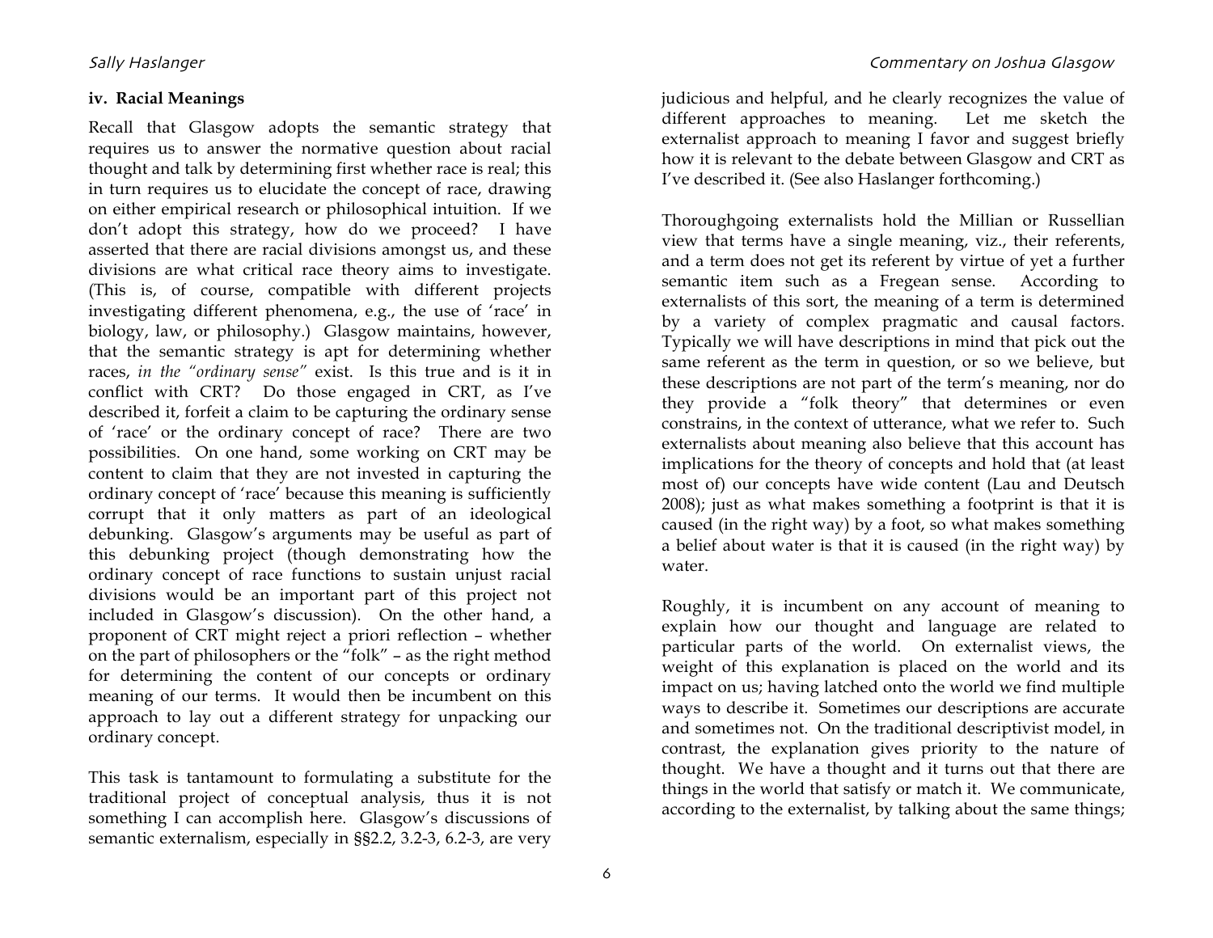### iv. Racial Meanings

Recall that Glasgow adopts the semantic strategy that requires us to answer the normative question about racial thought and talk by determining first whether race is real; this in turn requires us to elucidate the concept of race, drawing on either empirical research or philosophical intuition. If we don't adopt this strategy, how do we proceed? I have asserted that there are racial divisions amongst us, and these divisions are what critical race theory aims to investigate. (This is, of course, compatible with different projects investigating different phenomena, e.g., the use of 'race' in biology, law, or philosophy.) Glasgow maintains, however, that the semantic strategy is apt for determining whether races, *in the "ordinary sense"* exist. Is this true and is it in conflict with CRT? Do those engaged in CRT, as I've described it, forfeit a claim to be capturing the ordinary sense of 'race' or the ordinary concept of race? There are two possibilities. On one hand, some working on CRT may be content to claim that they are not invested in capturing the ordinary concept of 'race' because this meaning is sufficiently corrupt that it only matters as part of an ideological debunking. Glasgow's arguments may be useful as part of this debunking project (though demonstrating how the ordinary concept of race functions to sustain unjust racial divisions would be an important part of this project not included in Glasgow's discussion). On the other hand, a proponent of CRT might reject a priori reflection – whether on the part of philosophers or the "folk" – as the right method for determining the content of our concepts or ordinary meaning of our terms. It would then be incumbent on this approach to lay out a different strategy for unpacking our ordinary concept.

This task is tantamount to formulating a substitute for the traditional project of conceptual analysis, thus it is not something I can accomplish here. Glasgow's discussions of semantic externalism, especially in §§2.2, 3.2-3, 6.2-3, are very judicious and helpful, and he clearly recognizes the value of different approaches to meaning. Let me sketch the externalist approach to meaning I favor and suggest briefly how it is relevant to the debate between Glasgow and CRT as I've described it. (See also Haslanger forthcoming.)

Thoroughgoing externalists hold the Millian or Russellian view that terms have a single meaning, viz., their referents, and a term does not get its referent by virtue of yet a further semantic item such as a Fregean sense. According to externalists of this sort, the meaning of a term is determined by a variety of complex pragmatic and causal factors. Typically we will have descriptions in mind that pick out the same referent as the term in question, or so we believe, but these descriptions are not part of the term's meaning, nor do they provide a "folk theory" that determines or even constrains, in the context of utterance, what we refer to. Such externalists about meaning also believe that this account has implications for the theory of concepts and hold that (at least most of) our concepts have wide content (Lau and Deutsch 2008); just as what makes something a footprint is that it is caused (in the right way) by a foot, so what makes something a belief about water is that it is caused (in the right way) by water.

Roughly, it is incumbent on any account of meaning to explain how our thought and language are related to particular parts of the world. On externalist views, the weight of this explanation is placed on the world and its impact on us; having latched onto the world we find multiple ways to describe it. Sometimes our descriptions are accurate and sometimes not. On the traditional descriptivist model, in contrast, the explanation gives priority to the nature of thought. We have a thought and it turns out that there are things in the world that satisfy or match it. We communicate, according to the externalist, by talking about the same things;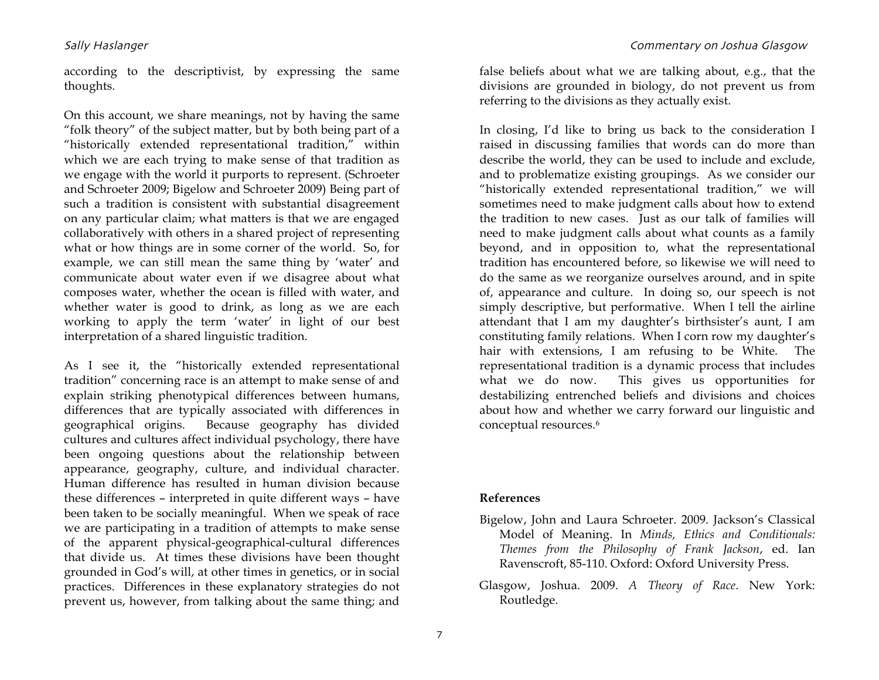according to the descriptivist, by expressing the same thoughts.

On this account, we share meanings, not by having the same "folk theory" of the subject matter, but by both being part of a "historically extended representational tradition," within which we are each trying to make sense of that tradition as we engage with the world it purports to represent. (Schroeter and Schroeter 2009; Bigelow and Schroeter 2009) Being part of such a tradition is consistent with substantial disagreement on any particular claim; what matters is that we are engaged collaboratively with others in a shared project of representing what or how things are in some corner of the world. So, for example, we can still mean the same thing by 'water' and communicate about water even if we disagree about what composes water, whether the ocean is filled with water, and whether water is good to drink, as long as we are each working to apply the term 'water' in light of our best interpretation of a shared linguistic tradition.

As I see it, the "historically extended representational tradition" concerning race is an attempt to make sense of and explain striking phenotypical differences between humans, differences that are typically associated with differences in geographical origins. Because geography has divided cultures and cultures affect individual psychology, there have been ongoing questions about the relationship between appearance, geography, culture, and individual character. Human difference has resulted in human division because these differences – interpreted in quite different ways – have been taken to be socially meaningful. When we speak of race we are participating in a tradition of attempts to make sense of the apparent physical-geographical-cultural differences that divide us. At times these divisions have been thought grounded in God's will, at other times in genetics, or in social practices. Differences in these explanatory strategies do not prevent us, however, from talking about the same thing; and false beliefs about what we are talking about, e.g., that the divisions are grounded in biology, do not prevent us from referring to the divisions as they actually exist.

In closing, I'd like to bring us back to the consideration I raised in discussing families that words can do more than describe the world, they can be used to include and exclude, and to problematize existing groupings. As we consider our "historically extended representational tradition," we will sometimes need to make judgment calls about how to extend the tradition to new cases. Just as our talk of families will need to make judgment calls about what counts as a family beyond, and in opposition to, what the representational tradition has encountered before, so likewise we will need to do the same as we reorganize ourselves around, and in spite of, appearance and culture. In doing so, our speech is not simply descriptive, but performative. When I tell the airline attendant that I am my daughter's birthsister's aunt, I am constituting family relations. When I corn row my daughter's hair with extensions, I am refusing to be White. The representational tradition is a dynamic process that includes what we do now. This gives us opportunities for destabilizing entrenched beliefs and divisions and choices about how and whether we carry forward our linguistic and conceptual resources.[6]

**References**

Bigelow, John and Laura Schroeter. 2009. Jackson's Classical Model of Meaning. In *Minds, Ethics and Conditionals: Themes from the Philosophy of Frank Jackson*, ed. Ian Ravenscroft, 85-110. Oxford: Oxford University Press.

Glasgow, Joshua. 2009. *A Theory of Race*. New York: Routledge.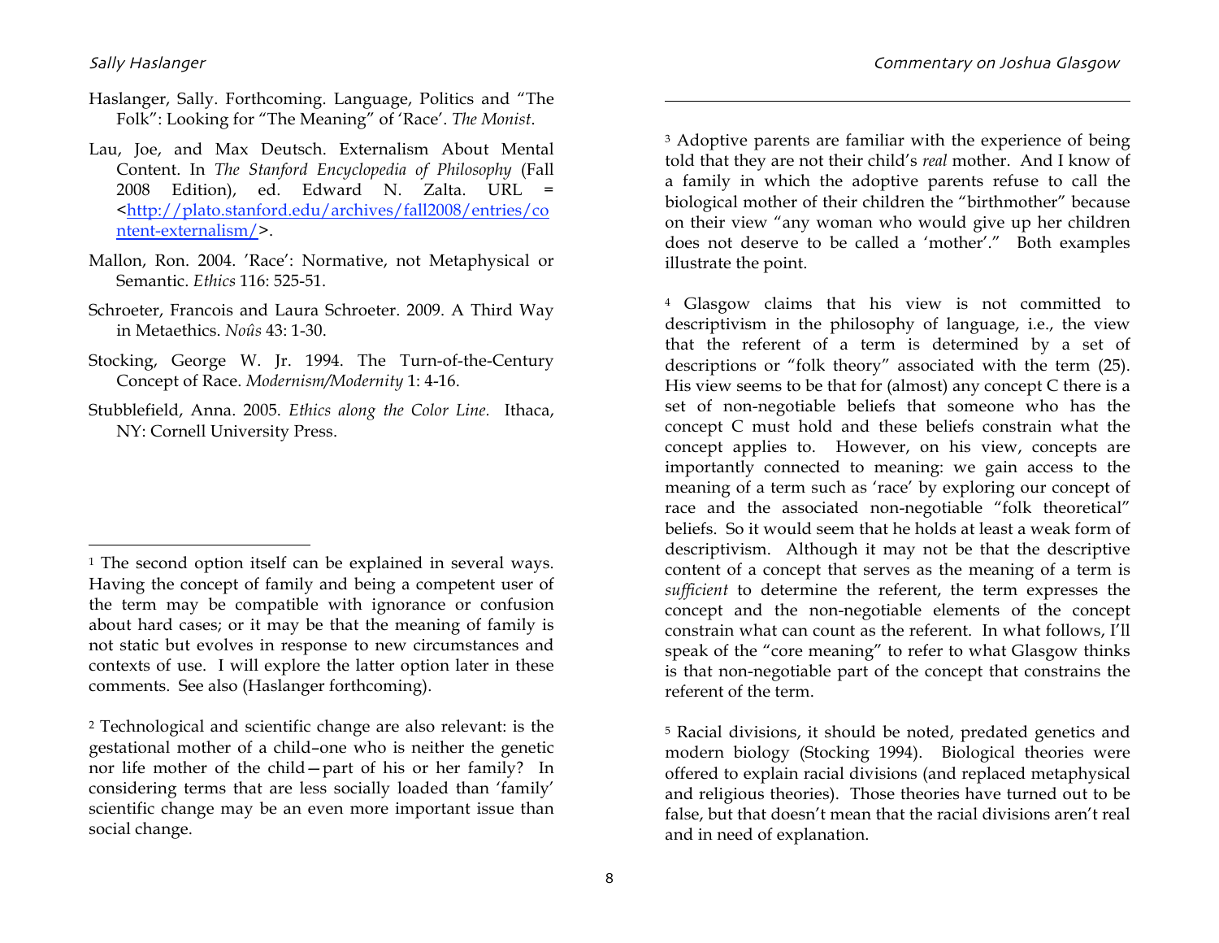Haslanger, Sally. Forthcoming. Language, Politics and "The Folk": Looking for "The Meaning" of 'Race'. *The Monist*.

Lau, Joe, and Max Deutsch. Externalism About Mental Content. In *The Stanford Encyclopedia of Philosophy* (Fall 2008 Edition), ed. Edward N. Zalta. URL = <http://plato.stanford.edu/archives/fall2008/entries/content-externalism/>.

Mallon, Ron. 2004. 'Race': Normative, not Metaphysical or Semantic. *Ethics* 116: 525-51.

Schroeter, Francois and Laura Schroeter. 2009. A Third Way in Metaethics. *Noûs* 43: 1-30.

Stocking, George W. Jr. 1994. The Turn-of-the-Century Concept of Race. *Modernism/Modernity* 1: 4-16.

Stubblefield, Anna. 2005. *Ethics along the Color Line.* Ithaca, NY: Cornell University Press.

---

[1] The second option itself can be explained in several ways. Having the concept of family and being a competent user of the term may be compatible with ignorance or confusion about hard cases; or it may be that the meaning of family is not static but evolves in response to new circumstances and contexts of use. I will explore the latter option later in these comments. See also (Haslanger forthcoming).

[2] Technological and scientific change are also relevant: is the gestational mother of a child–one who is neither the genetic nor life mother of the child—part of his or her family? In considering terms that are less socially loaded than 'family' scientific change may be an even more important issue than social change.

[3] Adoptive parents are familiar with the experience of being told that they are not their child's *real* mother. And I know of a family in which the adoptive parents refuse to call the biological mother of their children the "birthmother" because on their view "any woman who would give up her children does not deserve to be called a 'mother'." Both examples illustrate the point.

[4] Glasgow claims that his view is not committed to descriptivism in the philosophy of language, i.e., the view that the referent of a term is determined by a set of descriptions or "folk theory" associated with the term (25). His view seems to be that for (almost) any concept C there is a set of non-negotiable beliefs that someone who has the concept C must hold and these beliefs constrain what the concept applies to. However, on his view, concepts are importantly connected to meaning: we gain access to the meaning of a term such as 'race' by exploring our concept of race and the associated non-negotiable "folk theoretical" beliefs. So it would seem that he holds at least a weak form of descriptivism. Although it may not be that the descriptive content of a concept that serves as the meaning of a term is *sufficient* to determine the referent, the term expresses the concept and the non-negotiable elements of the concept constrain what can count as the referent. In what follows, I'll speak of the "core meaning" to refer to what Glasgow thinks is that non-negotiable part of the concept that constrains the referent of the term.

[5] Racial divisions, it should be noted, predated genetics and modern biology (Stocking 1994). Biological theories were offered to explain racial divisions (and replaced metaphysical and religious theories). Those theories have turned out to be false, but that doesn't mean that the racial divisions aren't real and in need of explanation.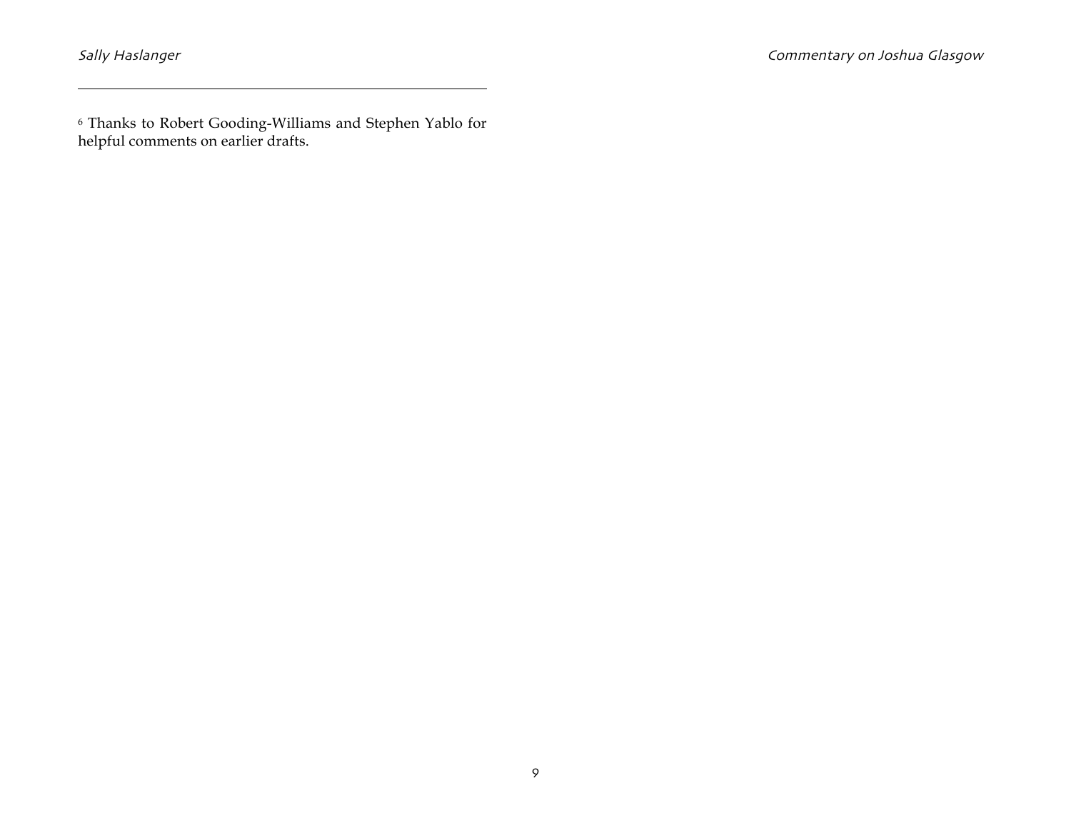[6] Thanks to Robert Gooding-Williams and Stephen Yablo for helpful comments on earlier drafts.